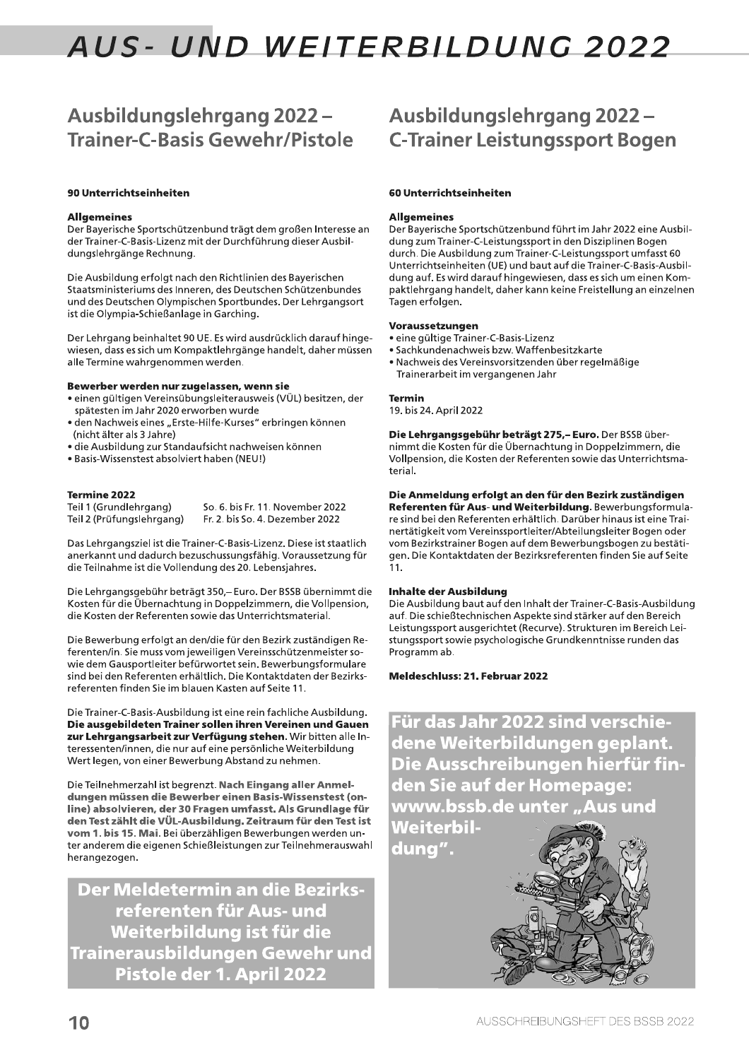# AUS- UND WEITERBILDUNG 2022

## Ausbildungslehrgang 2022 – Trainer-C-Basis Gewehr/Pistole

**90 Unterrichtseinheiten**

**Allgemeines**
Der Bayerische Sportschützenbund trägt dem großen Interesse an der Trainer-C-Basis-Lizenz mit der Durchführung dieser Ausbildungslehrgänge Rechnung.

Die Ausbildung erfolgt nach den Richtlinien des Bayerischen Staatsministeriums des Inneren, des Deutschen Schützenbundes und des Deutschen Olympischen Sportbundes. Der Lehrgangsort ist die Olympia-Schießanlage in Garching.

Der Lehrgang beinhaltet 90 UE. Es wird ausdrücklich darauf hingewiesen, dass es sich um Kompaktlehrgänge handelt, daher müssen alle Termine wahrgenommen werden.

**Bewerber werden nur zugelassen, wenn sie**

- einen gültigen Vereinsübungsleiterausweis (VÜL) besitzen, der spätesten im Jahr 2020 erworben wurde
- den Nachweis eines „Erste-Hilfe-Kurses" erbringen können (nicht älter als 3 Jahre)
- die Ausbildung zur Standaufsicht nachweisen können
- Basis-Wissenstest absolviert haben (NEU!)

**Termine 2022**

| | |
|---|---|
| Teil 1 (Grundlehrgang) | So. 6. bis Fr. 11. November 2022 |
| Teil 2 (Prüfungslehrgang) | Fr. 2. bis So. 4. Dezember 2022 |

Das Lehrgangsziel ist die Trainer-C-Basis-Lizenz. Diese ist staatlich anerkannt und dadurch bezuschussungsfähig. Voraussetzung für die Teilnahme ist die Vollendung des 20. Lebensjahres.

Die Lehrgangsgebühr beträgt 350,– Euro. Der BSSB übernimmt die Kosten für die Übernachtung in Doppelzimmern, die Vollpension, die Kosten der Referenten sowie das Unterrichtsmaterial.

Die Bewerbung erfolgt an den/die für den Bezirk zuständigen Referenten/in. Sie muss vom jeweiligen Vereinsschützenmeister sowie dem Gausportleiter befürwortet sein. Bewerbungsformulare sind bei den Referenten erhältlich. Die Kontaktdaten der Bezirksreferenten finden Sie im blauen Kasten auf Seite 11.

Die Trainer-C-Basis-Ausbildung ist eine rein fachliche Ausbildung. **Die ausgebildeten Trainer sollen ihren Vereinen und Gauen zur Lehrgangsarbeit zur Verfügung stehen.** Wir bitten alle Interessenten/innen, die nur auf eine persönliche Weiterbildung Wert legen, von einer Bewerbung Abstand zu nehmen.

Die Teilnehmerzahl ist begrenzt. **Nach Eingang aller Anmeldungen müssen die Bewerber einen Basis-Wissenstest (online) absolvieren, der 30 Fragen umfasst. Als Grundlage für den Test zählt die VÜL-Ausbildung. Zeitraum für den Test ist vom 1. bis 15. Mai.** Bei überzähligen Bewerbungen werden unter anderem die eigenen Schießleistungen zur Teilnehmerauswahl herangezogen.

**Der Meldetermin an die Bezirksreferenten für Aus- und Weiterbildung ist für die Trainerausbildungen Gewehr und Pistole der 1. April 2022**

## Ausbildungslehrgang 2022 – C-Trainer Leistungssport Bogen

**60 Unterrichtseinheiten**

**Allgemeines**
Der Bayerische Sportschützenbund führt im Jahr 2022 eine Ausbildung zum Trainer-C-Leistungssport in den Disziplinen Bogen durch. Die Ausbildung zum Trainer-C-Leistungssport umfasst 60 Unterrichtseinheiten (UE) und baut auf die Trainer-C-Basis-Ausbildung auf. Es wird darauf hingewiesen, dass es sich um einen Kompaktlehrgang handelt, daher kann keine Freistellung an einzelnen Tagen erfolgen.

**Voraussetzungen**

- eine gültige Trainer-C-Basis-Lizenz
- Sachkundenachweis bzw. Waffenbesitzkarte
- Nachweis des Vereinsvorsitzenden über regelmäßige Trainerarbeit im vergangenen Jahr

**Termin**
19. bis 24. April 2022

**Die Lehrgangsgebühr beträgt 275,– Euro.** Der BSSB übernimmt die Kosten für die Übernachtung in Doppelzimmern, die Vollpension, die Kosten der Referenten sowie das Unterrichtsmaterial.

**Die Anmeldung erfolgt an den für den Bezirk zuständigen Referenten für Aus- und Weiterbildung.** Bewerbungsformulare sind bei den Referenten erhältlich. Darüber hinaus ist eine Trainertätigkeit vom Vereinssportleiter/Abteilungsleiter Bogen oder vom Bezirkstrainer Bogen auf dem Bewerbungsbogen zu bestätigen. Die Kontaktdaten der Bezirksreferenten finden Sie auf Seite 11.

**Inhalte der Ausbildung**
Die Ausbildung baut auf den Inhalt der Trainer-C-Basis-Ausbildung auf. Die schießtechnischen Aspekte sind stärker auf den Bereich Leistungssport ausgerichtet (Recurve). Strukturen im Bereich Leistungssport sowie psychologische Grundkenntnisse runden das Programm ab.

**Meldeschluss: 21. Februar 2022**

**Für das Jahr 2022 sind verschiedene Weiterbildungen geplant. Die Ausschreibungen hierfür finden Sie auf der Homepage: www.bssb.de unter „Aus und Weiterbildung".**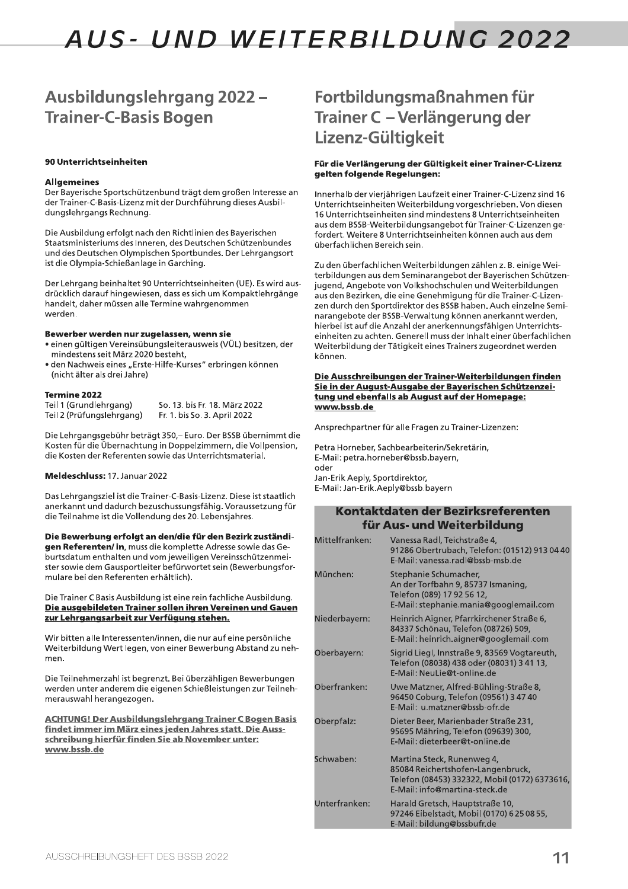# AUS- UND WEITERBILDUNG 2022

## Ausbildungslehrgang 2022 – Trainer-C-Basis Bogen

**90 Unterrichtseinheiten**

**Allgemeines**
Der Bayerische Sportschützenbund trägt dem großen Interesse an der Trainer-C-Basis-Lizenz mit der Durchführung dieses Ausbildungslehrgangs Rechnung.

Die Ausbildung erfolgt nach den Richtlinien des Bayerischen Staatsministeriums des Inneren, des Deutschen Schützenbundes und des Deutschen Olympischen Sportbundes. Der Lehrgangsort ist die Olympia-Schießanlage in Garching.

Der Lehrgang beinhaltet 90 Unterrichtseinheiten (UE). Es wird ausdrücklich darauf hingewiesen, dass es sich um Kompaktlehrgänge handelt, daher müssen alle Termine wahrgenommen werden.

**Bewerber werden nur zugelassen, wenn sie**
- einen gültigen Vereinsübungsleiterausweis (VÜL) besitzen, der mindestens seit März 2020 besteht,
- den Nachweis eines „Erste-Hilfe-Kurses" erbringen können (nicht älter als drei Jahre)

**Termine 2022**

| | |
|---|---|
| Teil 1 (Grundlehrgang) | So. 13. bis Fr. 18. März 2022 |
| Teil 2 (Prüfungslehrgang) | Fr. 1. bis So. 3. April 2022 |

Die Lehrgangsgebühr beträgt 350,– Euro. Der BSSB übernimmt die Kosten für die Übernachtung in Doppelzimmern, die Vollpension, die Kosten der Referenten sowie das Unterrichtsmaterial.

**Meldeschluss:** 17. Januar 2022

Das Lehrgangsziel ist die Trainer-C-Basis-Lizenz. Diese ist staatlich anerkannt und dadurch bezuschussungsfähig. Voraussetzung für die Teilnahme ist die Vollendung des 20. Lebensjahres.

**Die Bewerbung erfolgt an den/die für den Bezirk zuständigen Referenten/ in**, muss die komplette Adresse sowie das Geburtsdatum enthalten und vom jeweiligen Vereinsschützenmeister sowie dem Gausportleiter befürwortet sein (Bewerbungsformulare bei den Referenten erhältlich).

Die Trainer C Basis Ausbildung ist eine rein fachliche Ausbildung. **Die ausgebildeten Trainer sollen ihren Vereinen und Gauen zur Lehrgangsarbeit zur Verfügung stehen.**

Wir bitten alle Interessenten/innen, die nur auf eine persönliche Weiterbildung Wert legen, von einer Bewerbung Abstand zu nehmen.

Die Teilnehmerzahl ist begrenzt. Bei überzähligen Bewerbungen werden unter anderem die eigenen Schießleistungen zur Teilnehmerauswahl herangezogen.

**ACHTUNG! Der Ausbildungslehrgang Trainer C Bogen Basis findet immer im März eines jeden Jahres statt. Die Ausschreibung hierfür finden Sie ab November unter: www.bssb.de**

## Fortbildungsmaßnahmen für Trainer C – Verlängerung der Lizenz-Gültigkeit

**Für die Verlängerung der Gültigkeit einer Trainer-C-Lizenz gelten folgende Regelungen:**

Innerhalb der vierjährigen Laufzeit einer Trainer-C-Lizenz sind 16 Unterrichtseinheiten Weiterbildung vorgeschrieben. Von diesen 16 Unterrichtseinheiten sind mindestens 8 Unterrichtseinheiten aus dem BSSB-Weiterbildungsangebot für Trainer-C-Lizenzen gefordert. Weitere 8 Unterrichtseinheiten können auch aus dem überfachlichen Bereich sein.

Zu den überfachlichen Weiterbildungen zählen z. B. einige Weiterbildungen aus dem Seminarangebot der Bayerischen Schützenjugend, Angebote von Volkshochschulen und Weiterbildungen aus den Bezirken, die eine Genehmigung für die Trainer-C-Lizenzen durch den Sportdirektor des BSSB haben. Auch einzelne Seminarangebote der BSSB-Verwaltung können anerkannt werden, hierbei ist auf die Anzahl der anerkennungsfähigen Unterrichtseinheiten zu achten. Generell muss der Inhalt einer überfachlichen Weiterbildung der Tätigkeit eines Trainers zugeordnet werden können.

**Die Ausschreibungen der Trainer-Weiterbildungen finden Sie in der August-Ausgabe der Bayerischen Schützenzeitung und ebenfalls ab August auf der Homepage: www.bssb.de**

Ansprechpartner für alle Fragen zu Trainer-Lizenzen:

Petra Horneber, Sachbearbeiterin/Sekretärin,
E-Mail: petra.horneber@bssb.bayern,
oder
Jan-Erik Aeply, Sportdirektor,
E-Mail: Jan-Erik.Aeply@bssb.bayern

### Kontaktdaten der Bezirksreferenten für Aus- und Weiterbildung

| | |
|---|---|
| Mittelfranken: | Vanessa Radl, Teichstraße 4, 91286 Obertrubach, Telefon: (01512) 913 04 40, E-Mail: vanessa.radl@bssb-msb.de |
| München: | Stephanie Schumacher, An der Torfbahn 9, 85737 Ismaning, Telefon (089) 17 92 56 12, E-Mail: stephanie.mania@googlemail.com |
| Niederbayern: | Heinrich Aigner, Pfarrkirchener Straße 6, 84337 Schönau, Telefon (08726) 509, E-Mail: heinrich.aigner@googlemail.com |
| Oberbayern: | Sigrid Liegl, Innstraße 9, 83569 Vogtareuth, Telefon (08038) 438 oder (08031) 3 41 13, E-Mail: NeuLie@t-online.de |
| Oberfranken: | Uwe Matzner, Alfred-Bühling-Straße 8, 96450 Coburg, Telefon (09561) 3 47 40, E-Mail: u.matzner@bssb-ofr.de |
| Oberpfalz: | Dieter Beer, Marienbader Straße 231, 95695 Mähring, Telefon (09639) 300, E-Mail: dieterbeer@t-online.de |
| Schwaben: | Martina Steck, Runenweg 4, 85084 Reichertshofen-Langenbruck, Telefon (08453) 332322, Mobil (0172) 6373616, E-Mail: info@martina-steck.de |
| Unterfranken: | Harald Gretsch, Hauptstraße 10, 97246 Eibelstadt, Mobil (0170) 6 25 08 55, E-Mail: bildung@bssbufr.de |